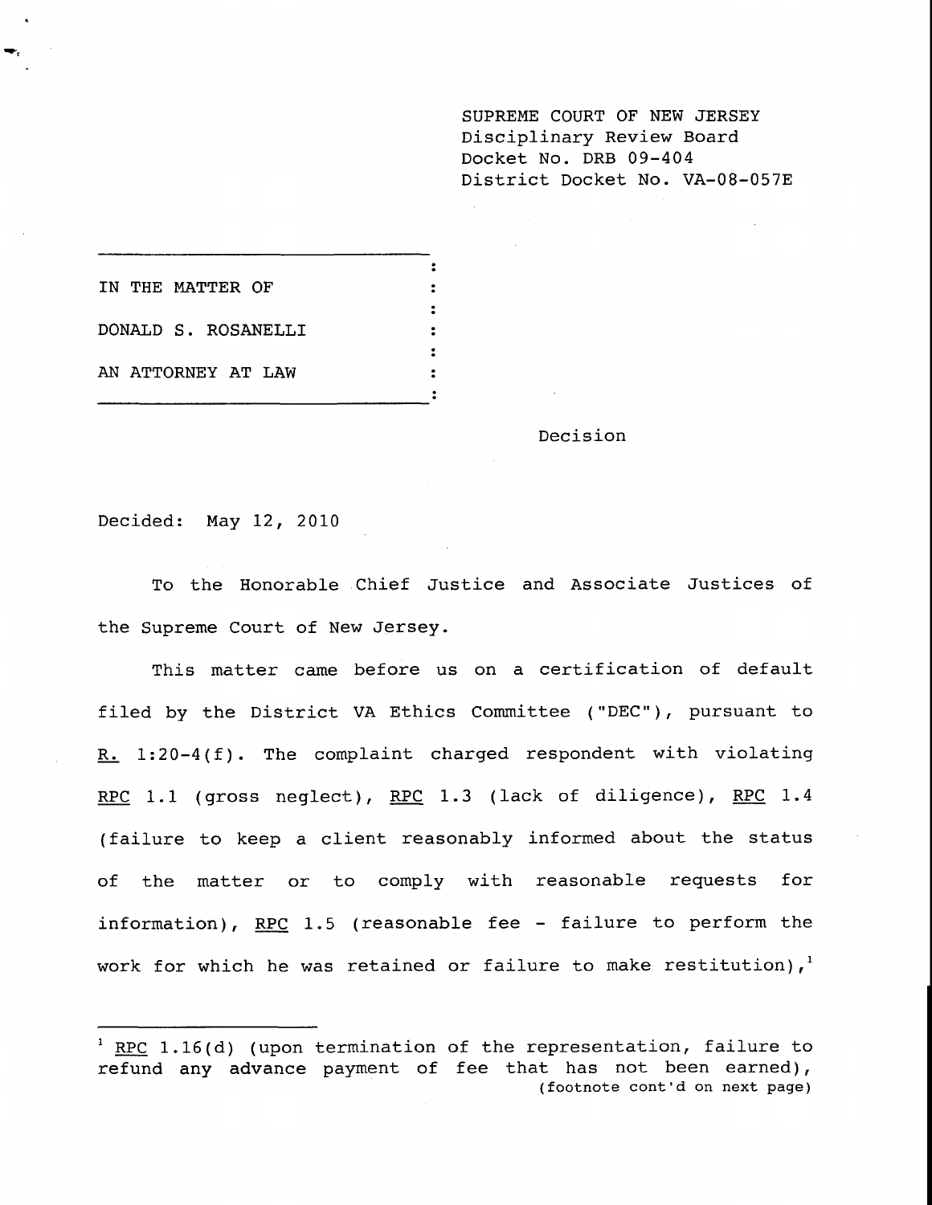SUPREME COURT OF NEW JERSEY
Disciplinary Review Board
Docket No. DRB 09-404
District Docket No. VA-08-057E

IN THE MATTER OF

DONALD S. ROSANELLI

AN ATTORNEY AT LAW

Decision

Decided: May 12, 2010

To the Honorable Chief Justice and Associate Justices of the Supreme Court of New Jersey.

This matter came before us on a certification of default filed by the District VA Ethics Committee ("DEC"), pursuant to R. 1:20-4(f). The complaint charged respondent with violating RPC 1.1 (gross neglect), RPC 1.3 (lack of diligence), RPC 1.4 (failure to keep a client reasonably informed about the status of the matter or to comply with reasonable requests for information), RPC 1.5 (reasonable fee - failure to perform the work for which he was retained or failure to make restitution),[1]

---

[1] RPC 1.16(d) (upon termination of the representation, failure to refund any advance payment of fee that has not been earned), (footnote cont'd on next page)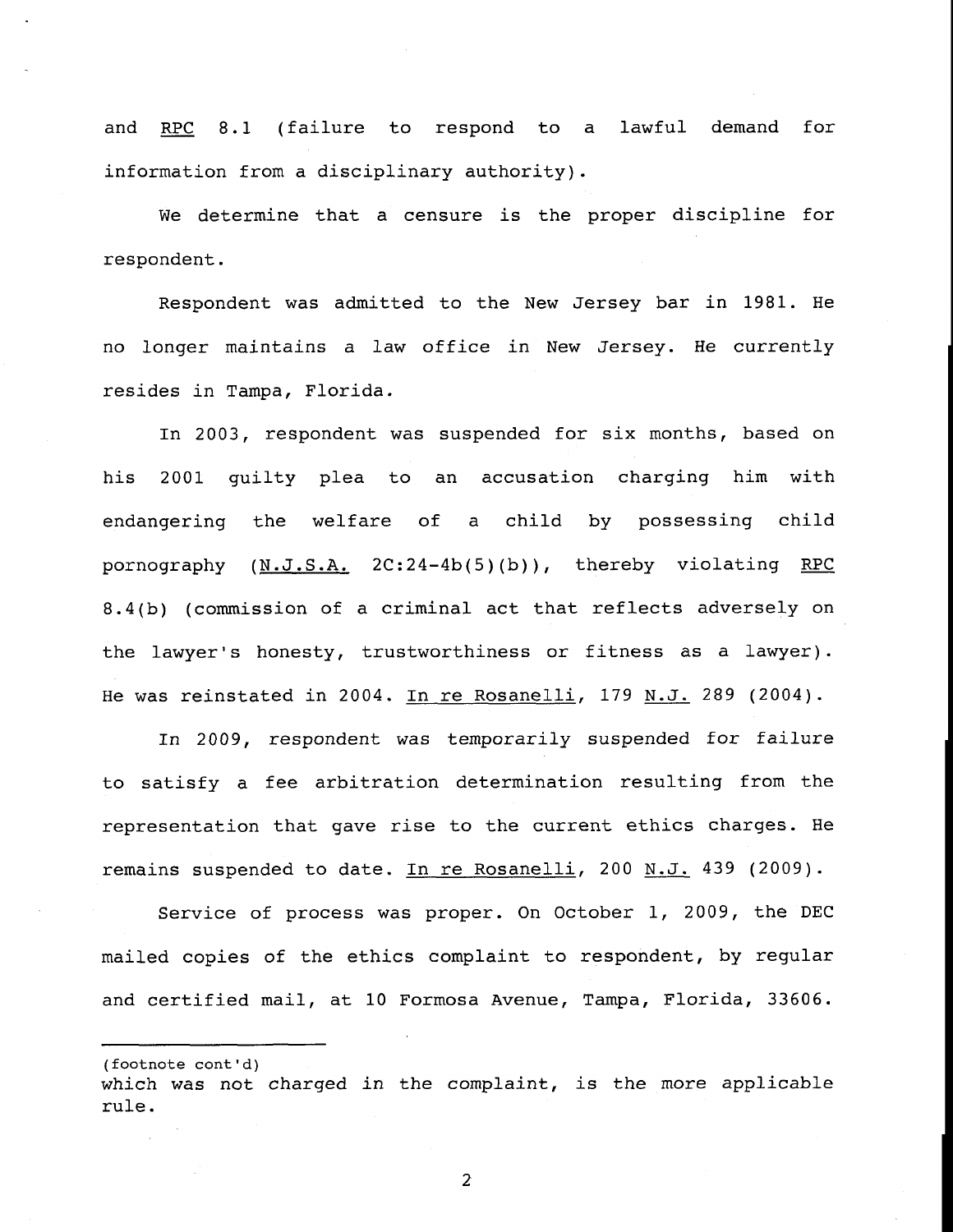and RPC 8.1 (failure to respond to a lawful demand for information from a disciplinary authority).

We determine that a censure is the proper discipline for respondent.

Respondent was admitted to the New Jersey bar in 1981. He no longer maintains a law office in New Jersey. He currently resides in Tampa, Florida.

In 2003, respondent was suspended for six months, based on his 2001 guilty plea to an accusation charging him with endangering the welfare of a child by possessing child pornography (N.J.S.A. 2C:24-4b(5)(b)), thereby violating RPC 8.4(b) (commission of a criminal act that reflects adversely on the lawyer's honesty, trustworthiness or fitness as a lawyer). He was reinstated in 2004. In re Rosanelli, 179 N.J. 289 (2004).

In 2009, respondent was temporarily suspended for failure to satisfy a fee arbitration determination resulting from the representation that gave rise to the current ethics charges. He remains suspended to date. In re Rosanelli, 200 N.J. 439 (2009).

Service of process was proper. On October 1, 2009, the DEC mailed copies of the ethics complaint to respondent, by regular and certified mail, at 10 Formosa Avenue, Tampa, Florida, 33606.

---

(footnote cont'd)
which was not charged in the complaint, is the more applicable rule.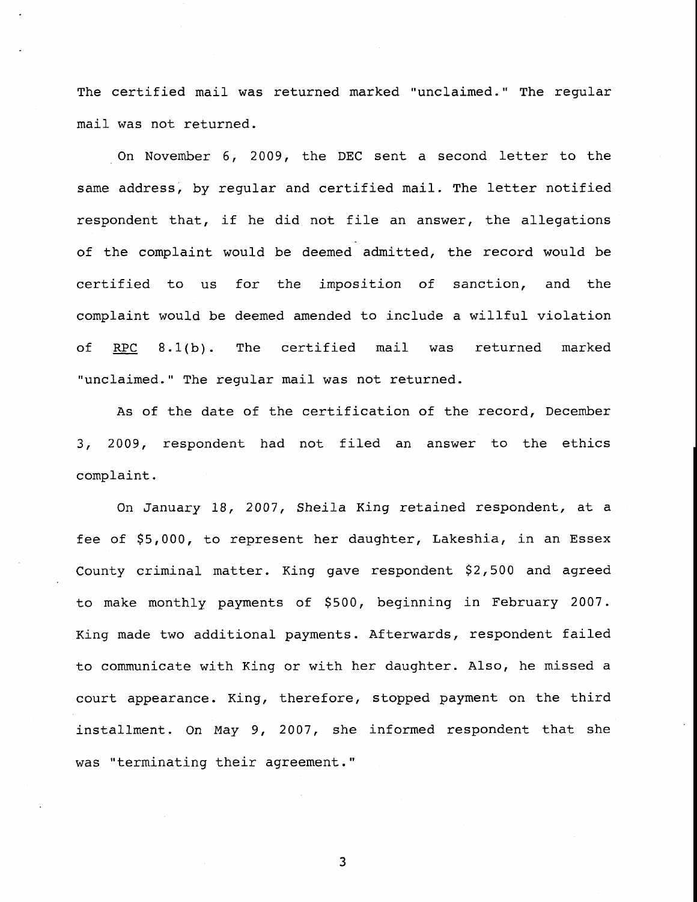The certified mail was returned marked "unclaimed." The regular mail was not returned.

On November 6, 2009, the DEC sent a second letter to the same address, by regular and certified mail. The letter notified respondent that, if he did not file an answer, the allegations of the complaint would be deemed admitted, the record would be certified to us for the imposition of sanction, and the complaint would be deemed amended to include a willful violation of RPC 8.1(b). The certified mail was returned marked "unclaimed." The regular mail was not returned.

As of the date of the certification of the record, December 3, 2009, respondent had not filed an answer to the ethics complaint.

On January 18, 2007, Sheila King retained respondent, at a fee of $5,000, to represent her daughter, Lakeshia, in an Essex County criminal matter. King gave respondent $2,500 and agreed to make monthly payments of $500, beginning in February 2007. King made two additional payments. Afterwards, respondent failed to communicate with King or with her daughter. Also, he missed a court appearance. King, therefore, stopped payment on the third installment. On May 9, 2007, she informed respondent that she was "terminating their agreement."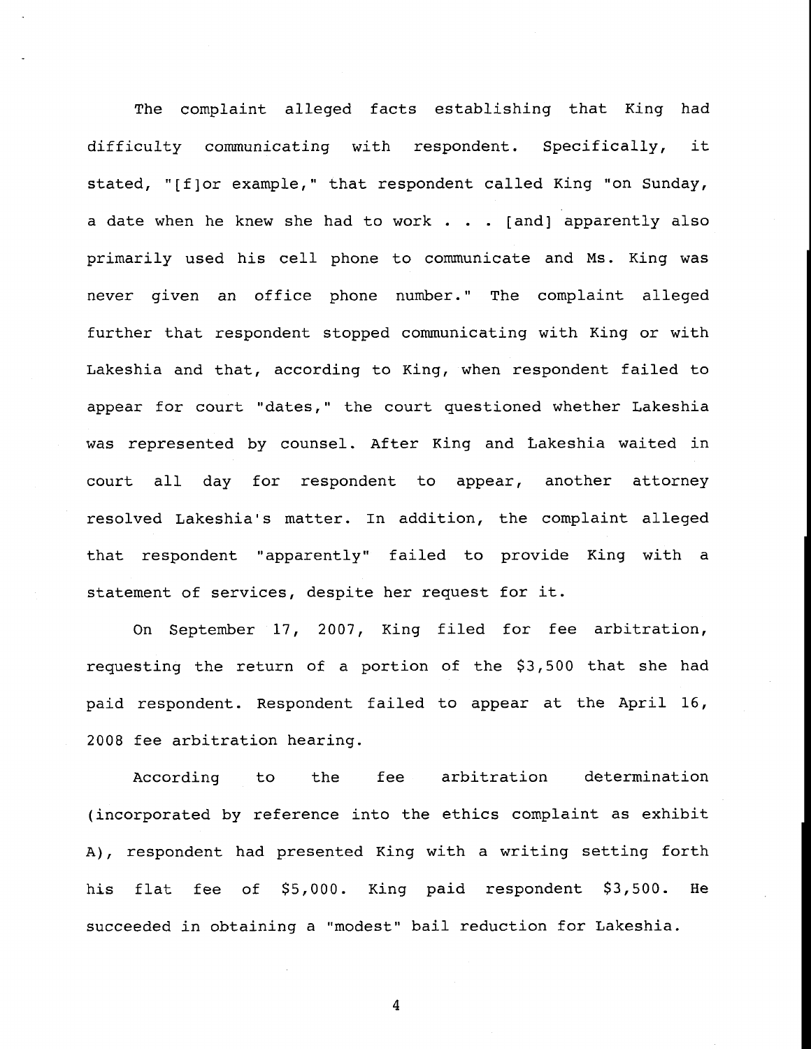The complaint alleged facts establishing that King had difficulty communicating with respondent. Specifically, it stated, "[f]or example," that respondent called King "on Sunday, a date when he knew she had to work . . . [and] apparently also primarily used his cell phone to communicate and Ms. King was never given an office phone number." The complaint alleged further that respondent stopped communicating with King or with Lakeshia and that, according to King, when respondent failed to appear for court "dates," the court questioned whether Lakeshia was represented by counsel. After King and Lakeshia waited in court all day for respondent to appear, another attorney resolved Lakeshia's matter. In addition, the complaint alleged that respondent "apparently" failed to provide King with a statement of services, despite her request for it.

On September 17, 2007, King filed for fee arbitration, requesting the return of a portion of the $3,500 that she had paid respondent. Respondent failed to appear at the April 16, 2008 fee arbitration hearing.

According to the fee arbitration determination (incorporated by reference into the ethics complaint as exhibit A), respondent had presented King with a writing setting forth his flat fee of $5,000. King paid respondent $3,500. He succeeded in obtaining a "modest" bail reduction for Lakeshia.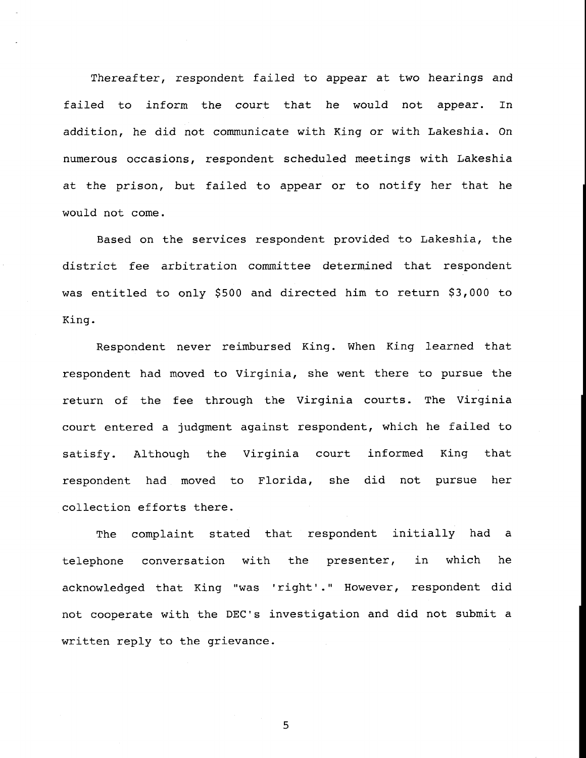Thereafter, respondent failed to appear at two hearings and failed to inform the court that he would not appear. In addition, he did not communicate with King or with Lakeshia. On numerous occasions, respondent scheduled meetings with Lakeshia at the prison, but failed to appear or to notify her that he would not come.

Based on the services respondent provided to Lakeshia, the district fee arbitration committee determined that respondent was entitled to only $500 and directed him to return $3,000 to King.

Respondent never reimbursed King. When King learned that respondent had moved to Virginia, she went there to pursue the return of the fee through the Virginia courts. The Virginia court entered a judgment against respondent, which he failed to satisfy. Although the Virginia court informed King that respondent had moved to Florida, she did not pursue her collection efforts there.

The complaint stated that respondent initially had a telephone conversation with the presenter, in which he acknowledged that King "was 'right'." However, respondent did not cooperate with the DEC's investigation and did not submit a written reply to the grievance.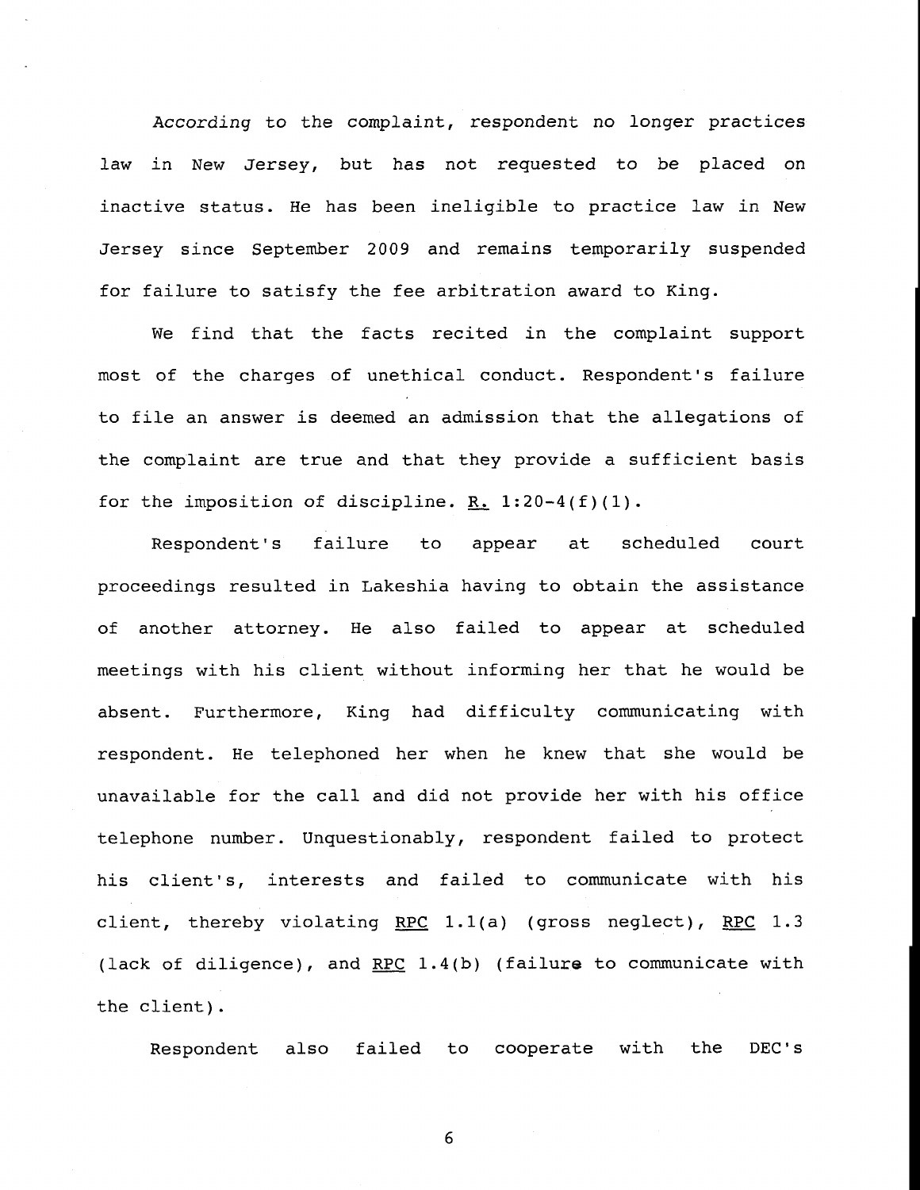According to the complaint, respondent no longer practices law in New Jersey, but has not requested to be placed on inactive status. He has been ineligible to practice law in New Jersey since September 2009 and remains temporarily suspended for failure to satisfy the fee arbitration award to King.

We find that the facts recited in the complaint support most of the charges of unethical conduct. Respondent's failure to file an answer is deemed an admission that the allegations of the complaint are true and that they provide a sufficient basis for the imposition of discipline. R. 1:20-4(f)(1).

Respondent's failure to appear at scheduled court proceedings resulted in Lakeshia having to obtain the assistance of another attorney. He also failed to appear at scheduled meetings with his client without informing her that he would be absent. Furthermore, King had difficulty communicating with respondent. He telephoned her when he knew that she would be unavailable for the call and did not provide her with his office telephone number. Unquestionably, respondent failed to protect his client's, interests and failed to communicate with his client, thereby violating RPC 1.1(a) (gross neglect), RPC 1.3 (lack of diligence), and RPC 1.4(b) (failure to communicate with the client).

Respondent also failed to cooperate with the DEC's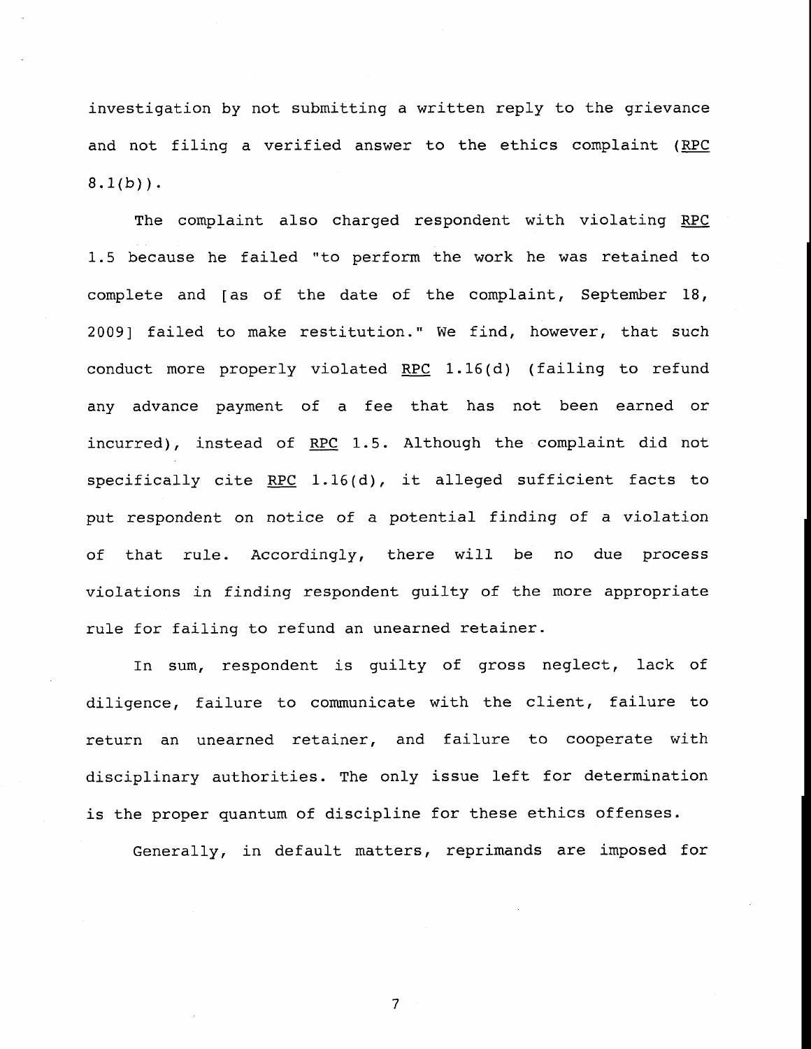investigation by not submitting a written reply to the grievance and not filing a verified answer to the ethics complaint (RPC 8.1(b)).

The complaint also charged respondent with violating RPC 1.5 because he failed "to perform the work he was retained to complete and [as of the date of the complaint, September 18, 2009] failed to make restitution." We find, however, that such conduct more properly violated RPC 1.16(d) (failing to refund any advance payment of a fee that has not been earned or incurred), instead of RPC 1.5. Although the complaint did not specifically cite RPC 1.16(d), it alleged sufficient facts to put respondent on notice of a potential finding of a violation of that rule. Accordingly, there will be no due process violations in finding respondent guilty of the more appropriate rule for failing to refund an unearned retainer.

In sum, respondent is guilty of gross neglect, lack of diligence, failure to communicate with the client, failure to return an unearned retainer, and failure to cooperate with disciplinary authorities. The only issue left for determination is the proper quantum of discipline for these ethics offenses.

Generally, in default matters, reprimands are imposed for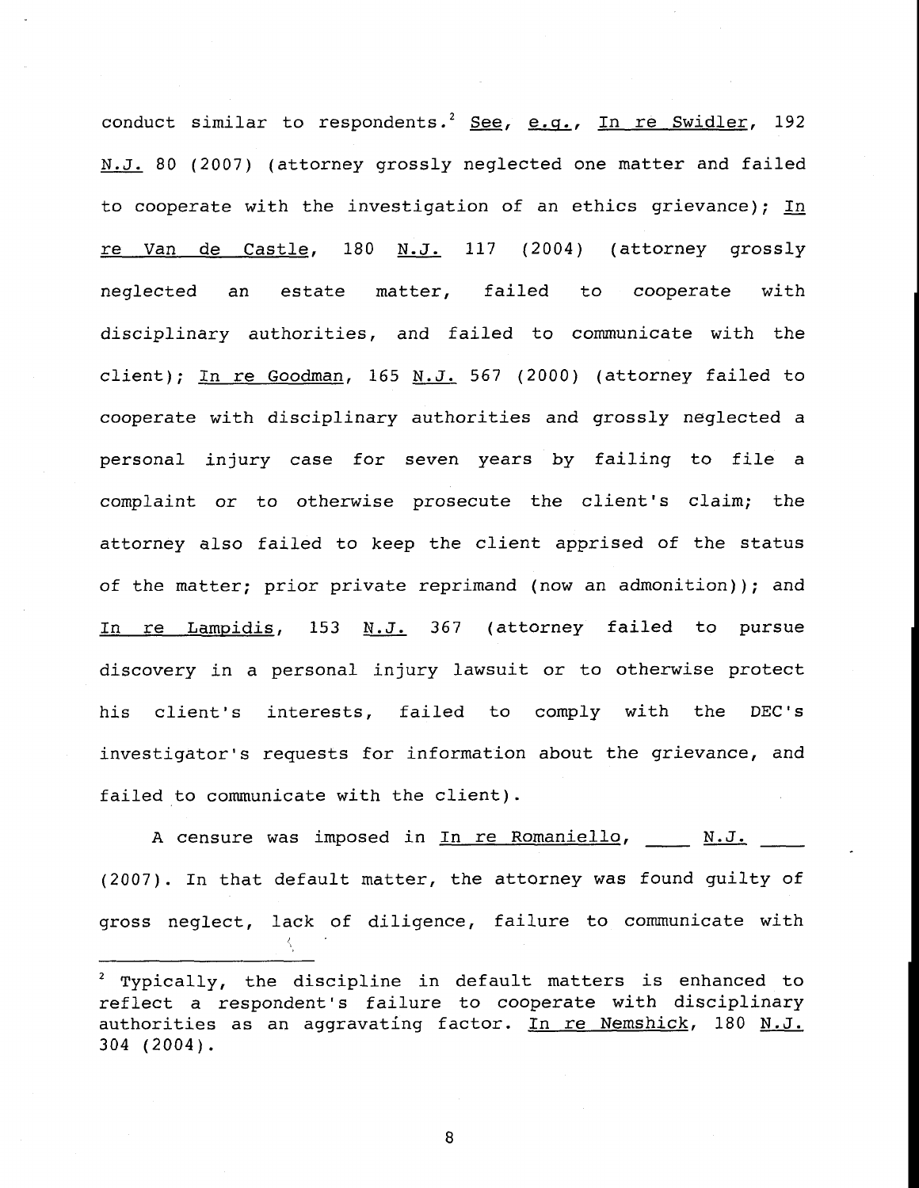conduct similar to respondents.[2] See, e.g., In re Swidler, 192 N.J. 80 (2007) (attorney grossly neglected one matter and failed to cooperate with the investigation of an ethics grievance); In re Van de Castle, 180 N.J. 117 (2004) (attorney grossly neglected an estate matter, failed to cooperate with disciplinary authorities, and failed to communicate with the client); In re Goodman, 165 N.J. 567 (2000) (attorney failed to cooperate with disciplinary authorities and grossly neglected a personal injury case for seven years by failing to file a complaint or to otherwise prosecute the client's claim; the attorney also failed to keep the client apprised of the status of the matter; prior private reprimand (now an admonition)); and In re Lampidis, 153 N.J. 367 (attorney failed to pursue discovery in a personal injury lawsuit or to otherwise protect his client's interests, failed to comply with the DEC's investigator's requests for information about the grievance, and failed to communicate with the client).

A censure was imposed in In re Romaniello, ___ N.J. ___ (2007). In that default matter, the attorney was found guilty of gross neglect, lack of diligence, failure to communicate with

---

[2] Typically, the discipline in default matters is enhanced to reflect a respondent's failure to cooperate with disciplinary authorities as an aggravating factor. In re Nemshick, 180 N.J. 304 (2004).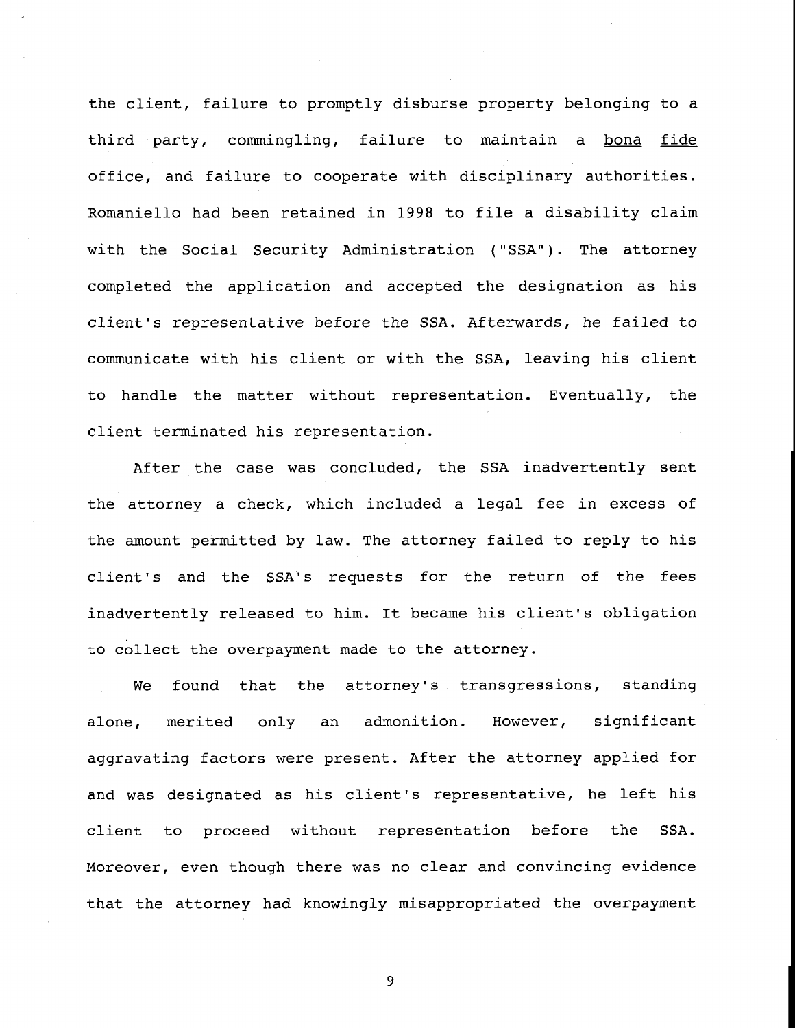the client, failure to promptly disburse property belonging to a third party, commingling, failure to maintain a _bona fide_ office, and failure to cooperate with disciplinary authorities. Romaniello had been retained in 1998 to file a disability claim with the Social Security Administration ("SSA"). The attorney completed the application and accepted the designation as his client's representative before the SSA. Afterwards, he failed to communicate with his client or with the SSA, leaving his client to handle the matter without representation. Eventually, the client terminated his representation.

After the case was concluded, the SSA inadvertently sent the attorney a check, which included a legal fee in excess of the amount permitted by law. The attorney failed to reply to his client's and the SSA's requests for the return of the fees inadvertently released to him. It became his client's obligation to collect the overpayment made to the attorney.

We found that the attorney's transgressions, standing alone, merited only an admonition. However, significant aggravating factors were present. After the attorney applied for and was designated as his client's representative, he left his client to proceed without representation before the SSA. Moreover, even though there was no clear and convincing evidence that the attorney had knowingly misappropriated the overpayment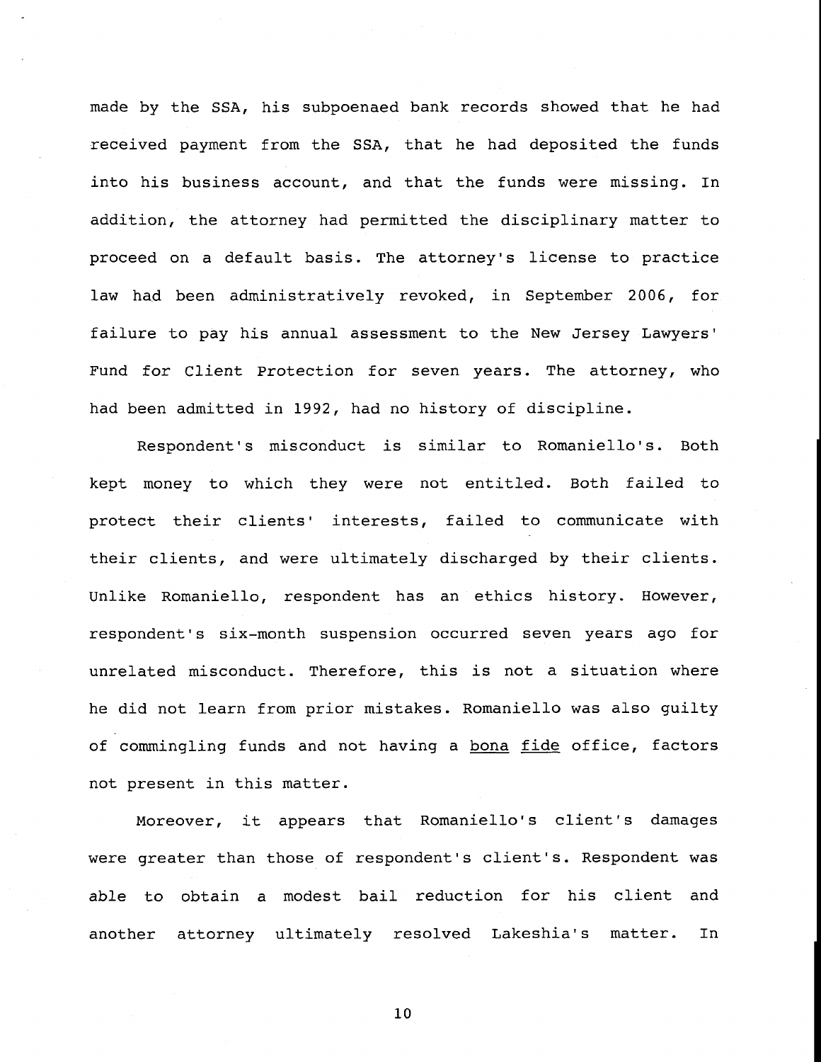made by the SSA, his subpoenaed bank records showed that he had received payment from the SSA, that he had deposited the funds into his business account, and that the funds were missing. In addition, the attorney had permitted the disciplinary matter to proceed on a default basis. The attorney's license to practice law had been administratively revoked, in September 2006, for failure to pay his annual assessment to the New Jersey Lawyers' Fund for Client Protection for seven years. The attorney, who had been admitted in 1992, had no history of discipline.

Respondent's misconduct is similar to Romaniello's. Both kept money to which they were not entitled. Both failed to protect their clients' interests, failed to communicate with their clients, and were ultimately discharged by their clients. Unlike Romaniello, respondent has an ethics history. However, respondent's six-month suspension occurred seven years ago for unrelated misconduct. Therefore, this is not a situation where he did not learn from prior mistakes. Romaniello was also guilty of commingling funds and not having a bona fide office, factors not present in this matter.

Moreover, it appears that Romaniello's client's damages were greater than those of respondent's client's. Respondent was able to obtain a modest bail reduction for his client and another attorney ultimately resolved Lakeshia's matter. In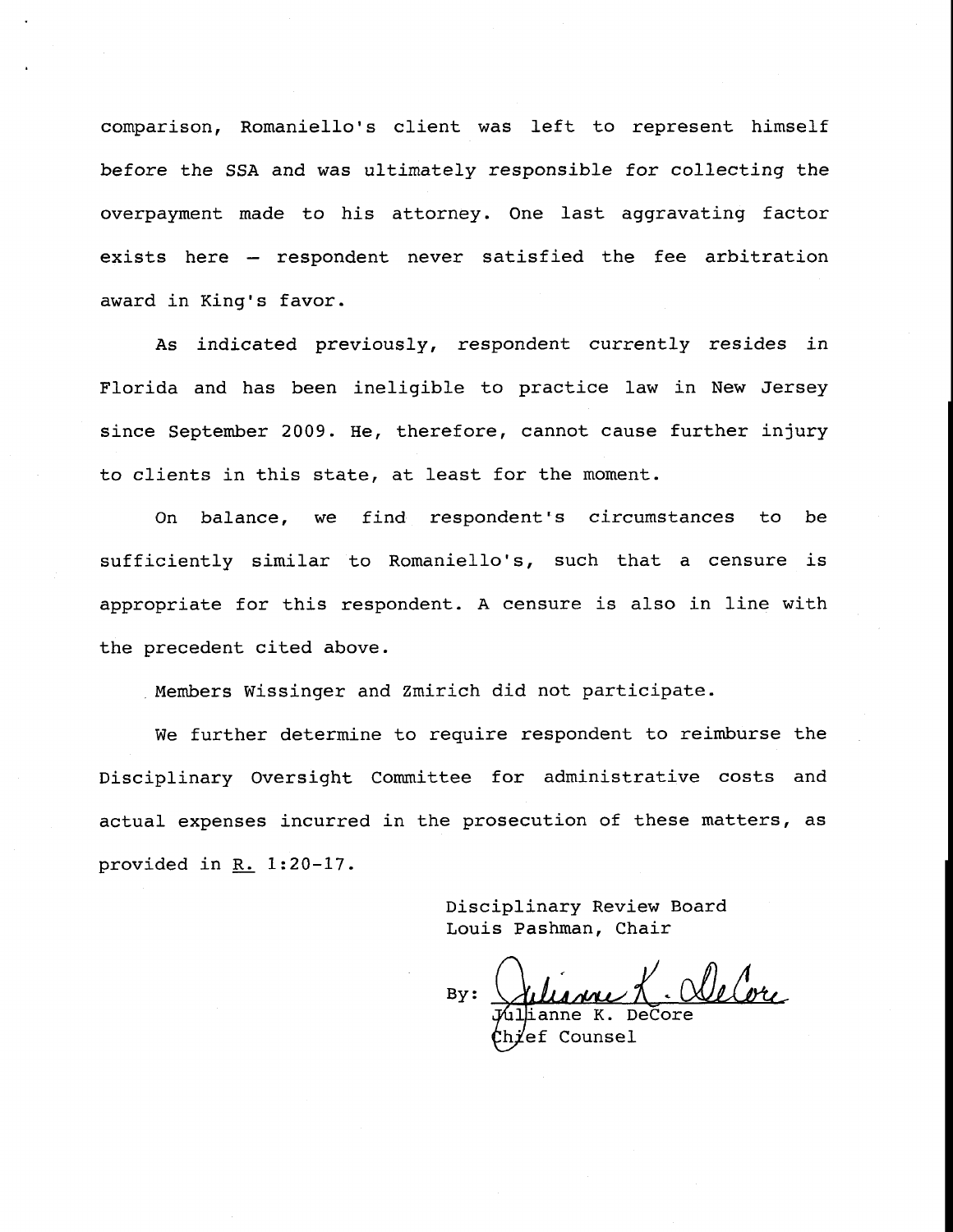comparison, Romaniello's client was left to represent himself before the SSA and was ultimately responsible for collecting the overpayment made to his attorney. One last aggravating factor exists here – respondent never satisfied the fee arbitration award in King's favor.

As indicated previously, respondent currently resides in Florida and has been ineligible to practice law in New Jersey since September 2009. He, therefore, cannot cause further injury to clients in this state, at least for the moment.

On balance, we find respondent's circumstances to be sufficiently similar to Romaniello's, such that a censure is appropriate for this respondent. A censure is also in line with the precedent cited above.

Members Wissinger and Zmirich did not participate.

We further determine to require respondent to reimburse the Disciplinary Oversight Committee for administrative costs and actual expenses incurred in the prosecution of these matters, as provided in R. 1:20-17.

Disciplinary Review Board
Louis Pashman, Chair

By: Julianne K. DeCore
Julianne K. DeCore
Chief Counsel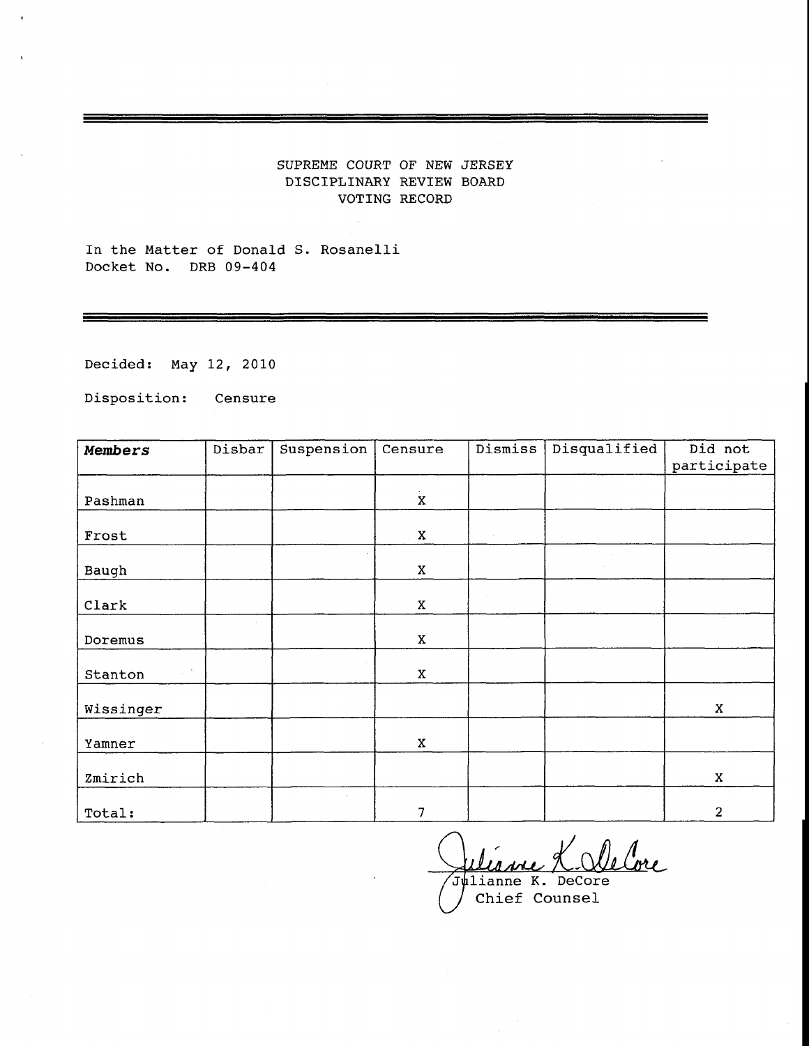SUPREME COURT OF NEW JERSEY
DISCIPLINARY REVIEW BOARD
VOTING RECORD

In the Matter of Donald S. Rosanelli
Docket No. DRB 09-404

Decided: May 12, 2010

Disposition: Censure

| *Members* | Disbar | Suspension | Censure | Dismiss | Disqualified | Did not participate |
|---|---|---|---|---|---|---|
| Pashman | | | X | | | |
| Frost | | | X | | | |
| Baugh | | | X | | | |
| Clark | | | X | | | |
| Doremus | | | X | | | |
| Stanton | | | X | | | |
| Wissinger | | | | | | X |
| Yamner | | | X | | | |
| Zmirich | | | | | | X |
| Total: | | | 7 | | | 2 |

Julianne K. DeCore
Chief Counsel